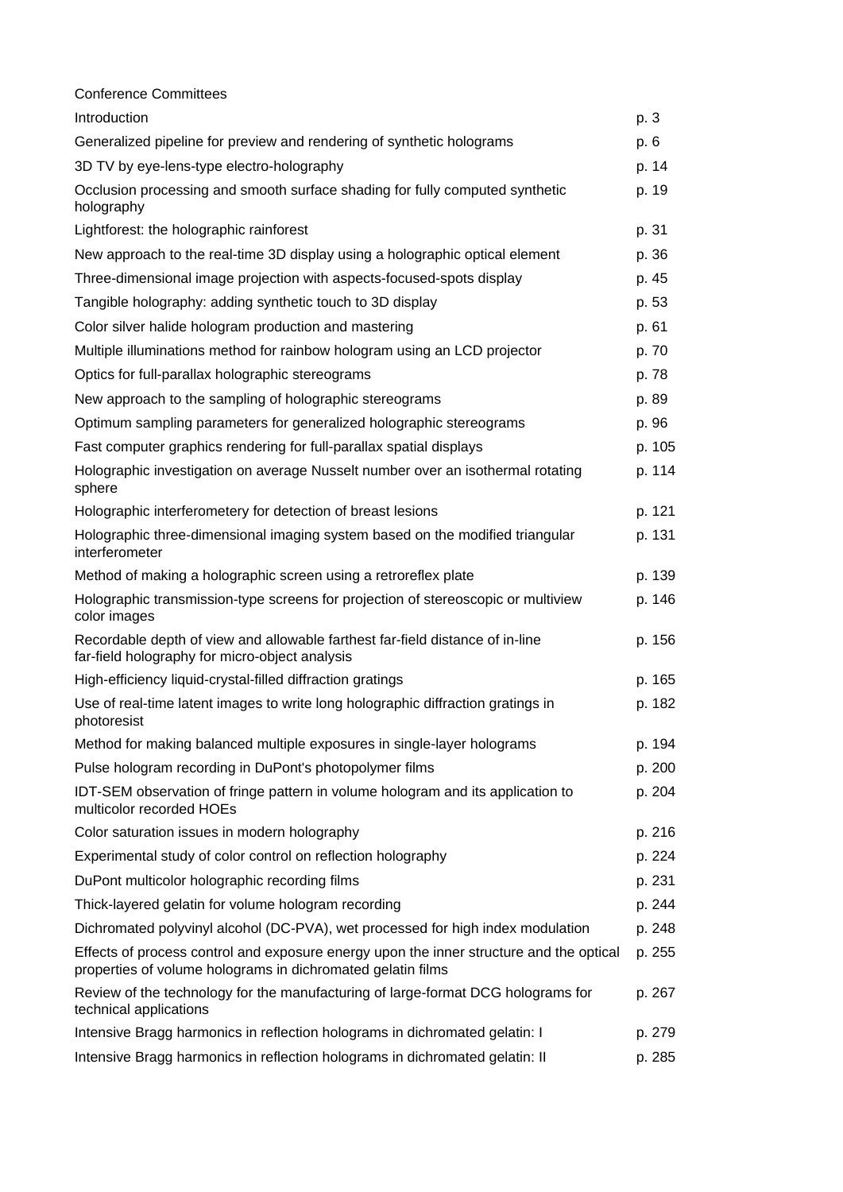Conference Committees

| | |
|---|---|
| Introduction | p. 3 |
| Generalized pipeline for preview and rendering of synthetic holograms | p. 6 |
| 3D TV by eye-lens-type electro-holography | p. 14 |
| Occlusion processing and smooth surface shading for fully computed synthetic holography | p. 19 |
| Lightforest: the holographic rainforest | p. 31 |
| New approach to the real-time 3D display using a holographic optical element | p. 36 |
| Three-dimensional image projection with aspects-focused-spots display | p. 45 |
| Tangible holography: adding synthetic touch to 3D display | p. 53 |
| Color silver halide hologram production and mastering | p. 61 |
| Multiple illuminations method for rainbow hologram using an LCD projector | p. 70 |
| Optics for full-parallax holographic stereograms | p. 78 |
| New approach to the sampling of holographic stereograms | p. 89 |
| Optimum sampling parameters for generalized holographic stereograms | p. 96 |
| Fast computer graphics rendering for full-parallax spatial displays | p. 105 |
| Holographic investigation on average Nusselt number over an isothermal rotating sphere | p. 114 |
| Holographic interferometery for detection of breast lesions | p. 121 |
| Holographic three-dimensional imaging system based on the modified triangular interferometer | p. 131 |
| Method of making a holographic screen using a retroreflex plate | p. 139 |
| Holographic transmission-type screens for projection of stereoscopic or multiview color images | p. 146 |
| Recordable depth of view and allowable farthest far-field distance of in-line far-field holography for micro-object analysis | p. 156 |
| High-efficiency liquid-crystal-filled diffraction gratings | p. 165 |
| Use of real-time latent images to write long holographic diffraction gratings in photoresist | p. 182 |
| Method for making balanced multiple exposures in single-layer holograms | p. 194 |
| Pulse hologram recording in DuPont's photopolymer films | p. 200 |
| IDT-SEM observation of fringe pattern in volume hologram and its application to multicolor recorded HOEs | p. 204 |
| Color saturation issues in modern holography | p. 216 |
| Experimental study of color control on reflection holography | p. 224 |
| DuPont multicolor holographic recording films | p. 231 |
| Thick-layered gelatin for volume hologram recording | p. 244 |
| Dichromated polyvinyl alcohol (DC-PVA), wet processed for high index modulation | p. 248 |
| Effects of process control and exposure energy upon the inner structure and the optical properties of volume holograms in dichromated gelatin films | p. 255 |
| Review of the technology for the manufacturing of large-format DCG holograms for technical applications | p. 267 |
| Intensive Bragg harmonics in reflection holograms in dichromated gelatin: I | p. 279 |
| Intensive Bragg harmonics in reflection holograms in dichromated gelatin: II | p. 285 |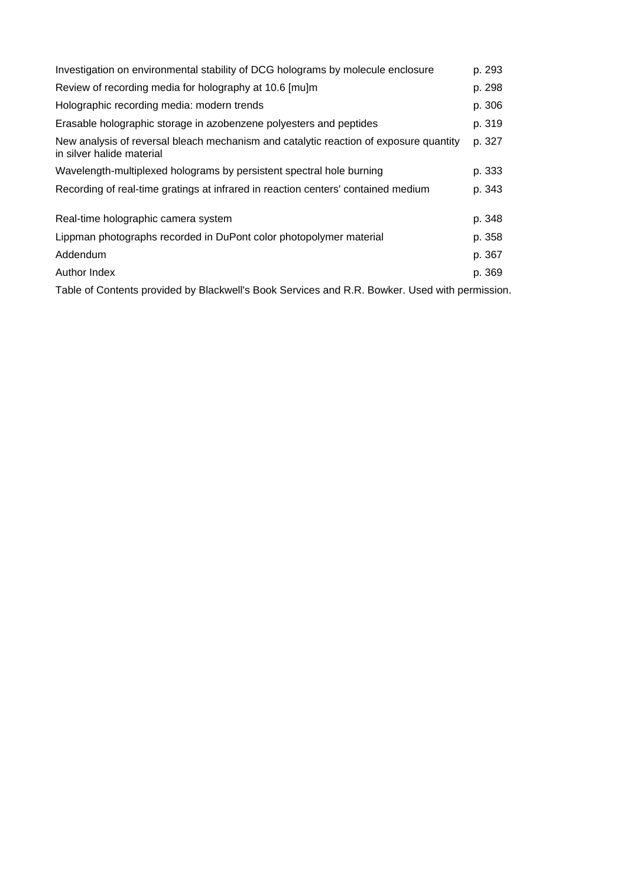| | |
|---|---|
| Investigation on environmental stability of DCG holograms by molecule enclosure | p. 293 |
| Review of recording media for holography at 10.6 [mu]m | p. 298 |
| Holographic recording media: modern trends | p. 306 |
| Erasable holographic storage in azobenzene polyesters and peptides | p. 319 |
| New analysis of reversal bleach mechanism and catalytic reaction of exposure quantity in silver halide material | p. 327 |
| Wavelength-multiplexed holograms by persistent spectral hole burning | p. 333 |
| Recording of real-time gratings at infrared in reaction centers' contained medium | p. 343 |
| Real-time holographic camera system | p. 348 |
| Lippman photographs recorded in DuPont color photopolymer material | p. 358 |
| Addendum | p. 367 |
| Author Index | p. 369 |

Table of Contents provided by Blackwell's Book Services and R.R. Bowker. Used with permission.